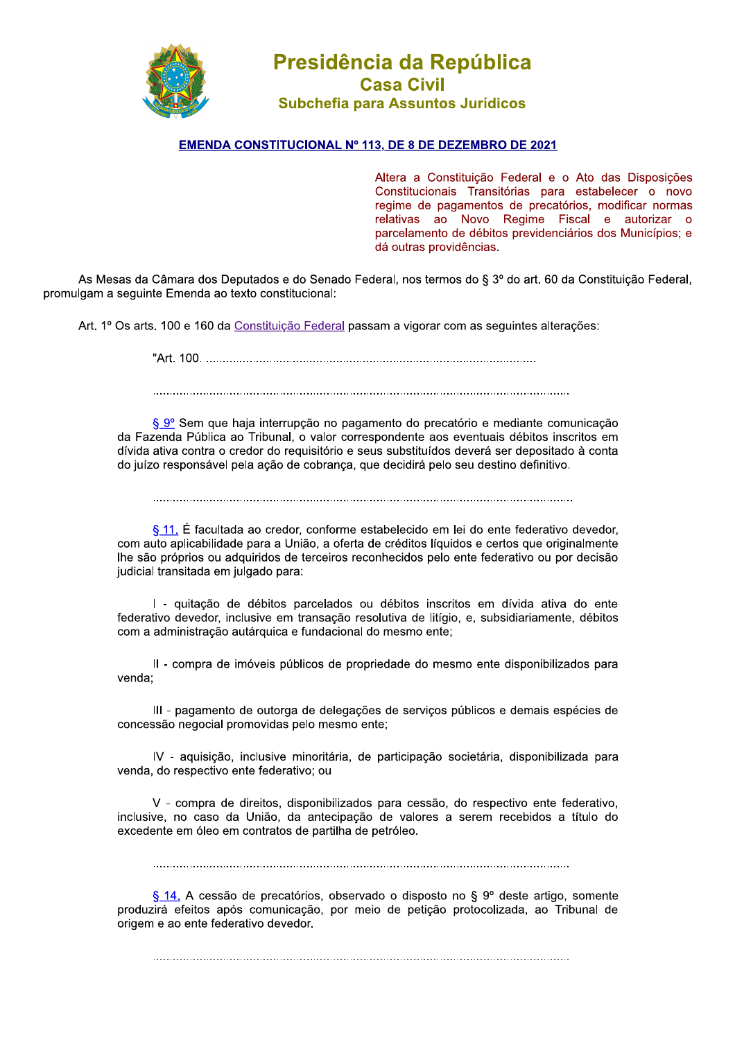# Presidência da República
## Casa Civil
### Subchefia para Assuntos Jurídicos

**EMENDA CONSTITUCIONAL Nº 113, DE 8 DE DEZEMBRO DE 2021**

Altera a Constituição Federal e o Ato das Disposições Constitucionais Transitórias para estabelecer o novo regime de pagamentos de precatórios, modificar normas relativas ao Novo Regime Fiscal e autorizar o parcelamento de débitos previdenciários dos Municípios; e dá outras providências.

As Mesas da Câmara dos Deputados e do Senado Federal, nos termos do § 3º do art. 60 da Constituição Federal, promulgam a seguinte Emenda ao texto constitucional:

Art. 1º Os arts. 100 e 160 da Constituição Federal passam a vigorar com as seguintes alterações:

"Art. 100. ...............................................................................................

..........................................................................................................................

§ 9º Sem que haja interrupção no pagamento do precatório e mediante comunicação da Fazenda Pública ao Tribunal, o valor correspondente aos eventuais débitos inscritos em dívida ativa contra o credor do requisitório e seus substituídos deverá ser depositado à conta do juízo responsável pela ação de cobrança, que decidirá pelo seu destino definitivo.

..........................................................................................................................

§ 11. É facultada ao credor, conforme estabelecido em lei do ente federativo devedor, com auto aplicabilidade para a União, a oferta de créditos líquidos e certos que originalmente lhe são próprios ou adquiridos de terceiros reconhecidos pelo ente federativo ou por decisão judicial transitada em julgado para:

I - quitação de débitos parcelados ou débitos inscritos em dívida ativa do ente federativo devedor, inclusive em transação resolutiva de litígio, e, subsidiariamente, débitos com a administração autárquica e fundacional do mesmo ente;

II - compra de imóveis públicos de propriedade do mesmo ente disponibilizados para venda;

III - pagamento de outorga de delegações de serviços públicos e demais espécies de concessão negocial promovidas pelo mesmo ente;

IV - aquisição, inclusive minoritária, de participação societária, disponibilizada para venda, do respectivo ente federativo; ou

V - compra de direitos, disponibilizados para cessão, do respectivo ente federativo, inclusive, no caso da União, da antecipação de valores a serem recebidos a título do excedente em óleo em contratos de partilha de petróleo.

..........................................................................................................................

§ 14. A cessão de precatórios, observado o disposto no § 9º deste artigo, somente produzirá efeitos após comunicação, por meio de petição protocolizada, ao Tribunal de origem e ao ente federativo devedor.

..........................................................................................................................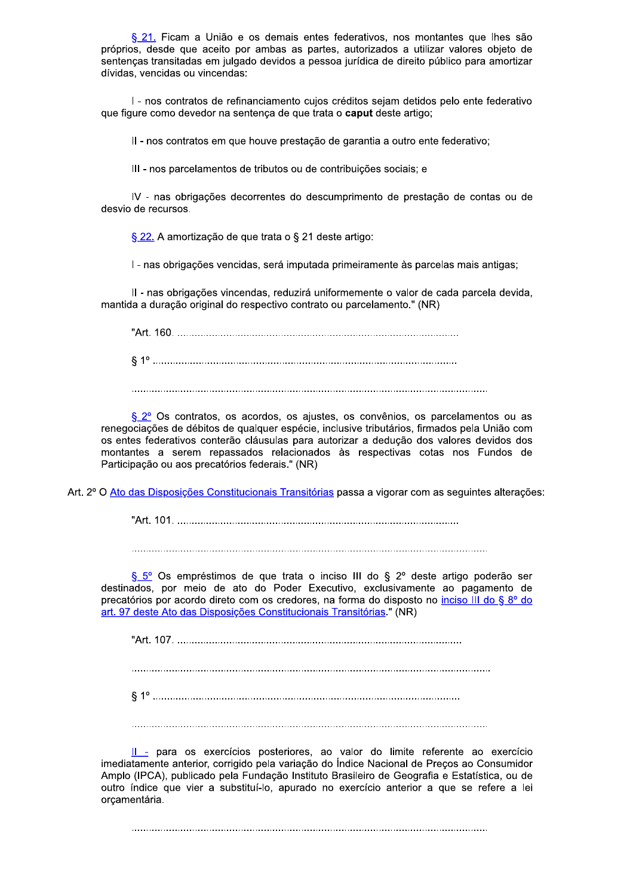§ 21. Ficam a União e os demais entes federativos, nos montantes que lhes são próprios, desde que aceito por ambas as partes, autorizados a utilizar valores objeto de sentenças transitadas em julgado devidos a pessoa jurídica de direito público para amortizar dívidas, vencidas ou vincendas:

I - nos contratos de refinanciamento cujos créditos sejam detidos pelo ente federativo que figure como devedor na sentença de que trata o **caput** deste artigo;

II - nos contratos em que houve prestação de garantia a outro ente federativo;

III - nos parcelamentos de tributos ou de contribuições sociais; e

IV - nas obrigações decorrentes do descumprimento de prestação de contas ou de desvio de recursos.

§ 22. A amortização de que trata o § 21 deste artigo:

I - nas obrigações vencidas, será imputada primeiramente às parcelas mais antigas;

II - nas obrigações vincendas, reduzirá uniformemente o valor de cada parcela devida, mantida a duração original do respectivo contrato ou parcelamento." (NR)

"Art. 160. ..........................................................................................................

§ 1º ....................................................................................................................

..............................................................................................................................

§ 2º Os contratos, os acordos, os ajustes, os convênios, os parcelamentos ou as renegociações de débitos de qualquer espécie, inclusive tributários, firmados pela União com os entes federativos conterão cláusulas para autorizar a dedução dos valores devidos dos montantes a serem repassados relacionados às respectivas cotas nos Fundos de Participação ou aos precatórios federais." (NR)

Art. 2º O Ato das Disposições Constitucionais Transitórias passa a vigorar com as seguintes alterações:

"Art. 101. ..........................................................................................................

..............................................................................................................................

§ 5º Os empréstimos de que trata o inciso III do § 2º deste artigo poderão ser destinados, por meio de ato do Poder Executivo, exclusivamente ao pagamento de precatórios por acordo direto com os credores, na forma do disposto no inciso III do § 8º do art. 97 deste Ato das Disposições Constitucionais Transitórias." (NR)

"Art. 107. ..........................................................................................................

..............................................................................................................................

§ 1º ....................................................................................................................

..............................................................................................................................

II - para os exercícios posteriores, ao valor do limite referente ao exercício imediatamente anterior, corrigido pela variação do Índice Nacional de Preços ao Consumidor Amplo (IPCA), publicado pela Fundação Instituto Brasileiro de Geografia e Estatística, ou de outro índice que vier a substituí-lo, apurado no exercício anterior a que se refere a lei orçamentária.

..............................................................................................................................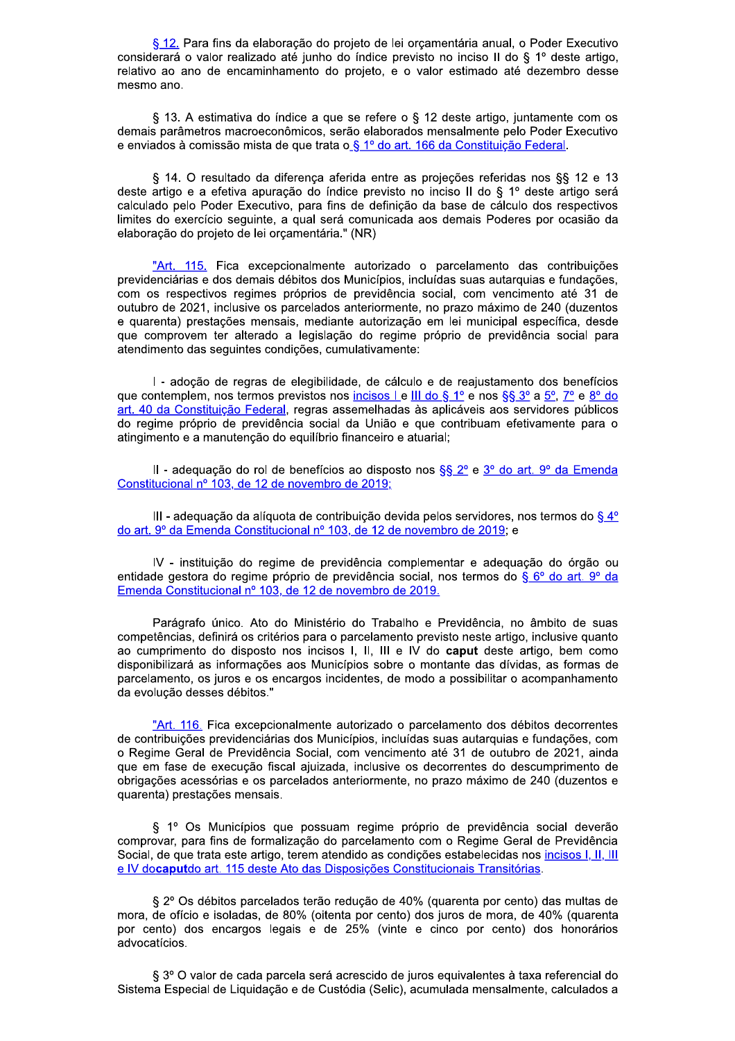§ 12. Para fins da elaboração do projeto de lei orçamentária anual, o Poder Executivo considerará o valor realizado até junho do índice previsto no inciso II do § 1º deste artigo, relativo ao ano de encaminhamento do projeto, e o valor estimado até dezembro desse mesmo ano.

§ 13. A estimativa do índice a que se refere o § 12 deste artigo, juntamente com os demais parâmetros macroeconômicos, serão elaborados mensalmente pelo Poder Executivo e enviados à comissão mista de que trata o § 1º do art. 166 da Constituição Federal.

§ 14. O resultado da diferença aferida entre as projeções referidas nos §§ 12 e 13 deste artigo e a efetiva apuração do índice previsto no inciso II do § 1º deste artigo será calculado pelo Poder Executivo, para fins de definição da base de cálculo dos respectivos limites do exercício seguinte, a qual será comunicada aos demais Poderes por ocasião da elaboração do projeto de lei orçamentária." (NR)

"Art. 115. Fica excepcionalmente autorizado o parcelamento das contribuições previdenciárias e dos demais débitos dos Municípios, incluídas suas autarquias e fundações, com os respectivos regimes próprios de previdência social, com vencimento até 31 de outubro de 2021, inclusive os parcelados anteriormente, no prazo máximo de 240 (duzentos e quarenta) prestações mensais, mediante autorização em lei municipal específica, desde que comprovem ter alterado a legislação do regime próprio de previdência social para atendimento das seguintes condições, cumulativamente:

I - adoção de regras de elegibilidade, de cálculo e de reajustamento dos benefícios que contemplem, nos termos previstos nos incisos I e III do § 1º e nos §§ 3º a 5º, 7º e 8º do art. 40 da Constituição Federal, regras assemelhadas às aplicáveis aos servidores públicos do regime próprio de previdência social da União e que contribuam efetivamente para o atingimento e a manutenção do equilíbrio financeiro e atuarial;

II - adequação do rol de benefícios ao disposto nos §§ 2º e 3º do art. 9º da Emenda Constitucional nº 103, de 12 de novembro de 2019;

III - adequação da alíquota de contribuição devida pelos servidores, nos termos do § 4º do art. 9º da Emenda Constitucional nº 103, de 12 de novembro de 2019; e

IV - instituição do regime de previdência complementar e adequação do órgão ou entidade gestora do regime próprio de previdência social, nos termos do § 6º do art. 9º da Emenda Constitucional nº 103, de 12 de novembro de 2019.

Parágrafo único. Ato do Ministério do Trabalho e Previdência, no âmbito de suas competências, definirá os critérios para o parcelamento previsto neste artigo, inclusive quanto ao cumprimento do disposto nos incisos I, II, III e IV do **caput** deste artigo, bem como disponibilizará as informações aos Municípios sobre o montante das dívidas, as formas de parcelamento, os juros e os encargos incidentes, de modo a possibilitar o acompanhamento da evolução desses débitos."

"Art. 116. Fica excepcionalmente autorizado o parcelamento dos débitos decorrentes de contribuições previdenciárias dos Municípios, incluídas suas autarquias e fundações, com o Regime Geral de Previdência Social, com vencimento até 31 de outubro de 2021, ainda que em fase de execução fiscal ajuizada, inclusive os decorrentes do descumprimento de obrigações acessórias e os parcelados anteriormente, no prazo máximo de 240 (duzentos e quarenta) prestações mensais.

§ 1º Os Municípios que possuam regime próprio de previdência social deverão comprovar, para fins de formalização do parcelamento com o Regime Geral de Previdência Social, de que trata este artigo, terem atendido as condições estabelecidas nos incisos I, II, III e IV do**caput**do art. 115 deste Ato das Disposições Constitucionais Transitórias.

§ 2º Os débitos parcelados terão redução de 40% (quarenta por cento) das multas de mora, de ofício e isoladas, de 80% (oitenta por cento) dos juros de mora, de 40% (quarenta por cento) dos encargos legais e de 25% (vinte e cinco por cento) dos honorários advocatícios.

§ 3º O valor de cada parcela será acrescido de juros equivalentes à taxa referencial do Sistema Especial de Liquidação e de Custódia (Selic), acumulada mensalmente, calculados a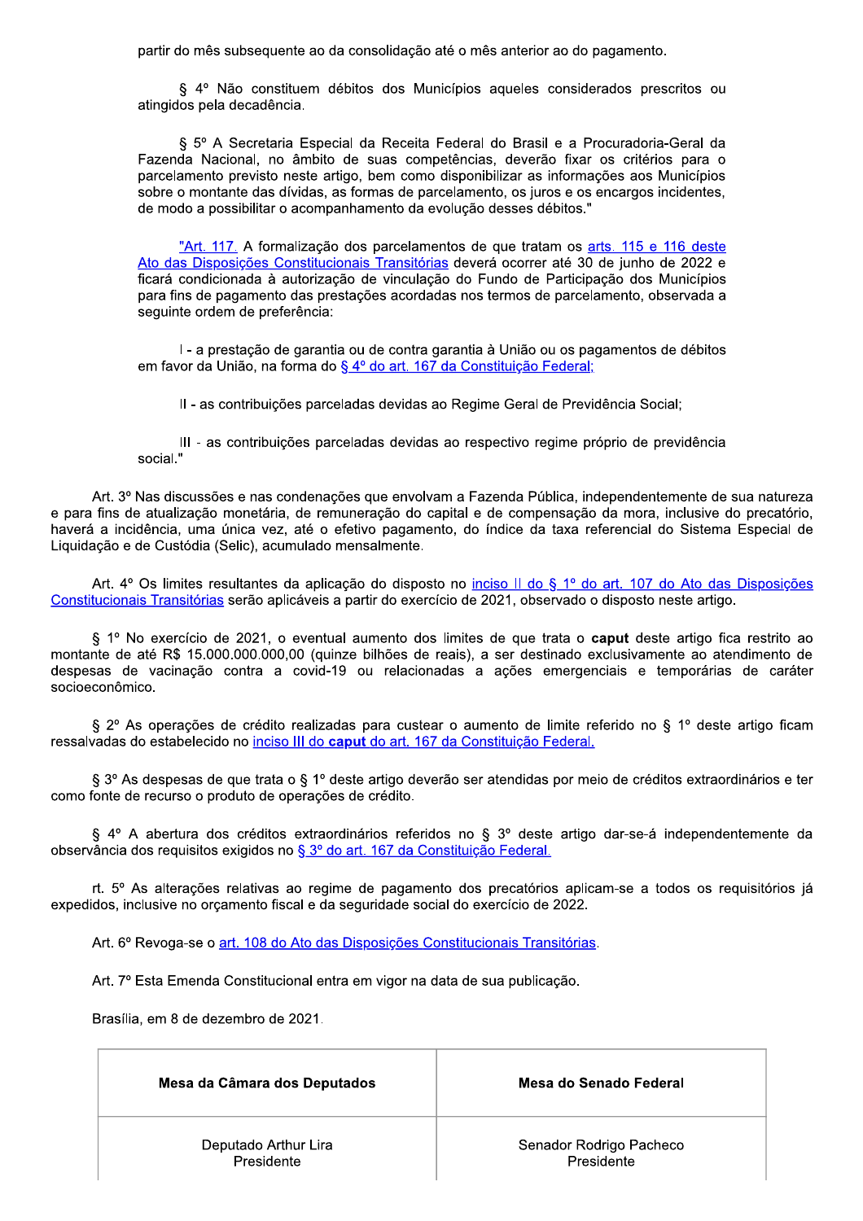partir do mês subsequente ao da consolidação até o mês anterior ao do pagamento.

§ 4º Não constituem débitos dos Municípios aqueles considerados prescritos ou atingidos pela decadência.

§ 5º A Secretaria Especial da Receita Federal do Brasil e a Procuradoria-Geral da Fazenda Nacional, no âmbito de suas competências, deverão fixar os critérios para o parcelamento previsto neste artigo, bem como disponibilizar as informações aos Municípios sobre o montante das dívidas, as formas de parcelamento, os juros e os encargos incidentes, de modo a possibilitar o acompanhamento da evolução desses débitos."

"Art. 117. A formalização dos parcelamentos de que tratam os arts. 115 e 116 deste Ato das Disposições Constitucionais Transitórias deverá ocorrer até 30 de junho de 2022 e ficará condicionada à autorização de vinculação do Fundo de Participação dos Municípios para fins de pagamento das prestações acordadas nos termos de parcelamento, observada a seguinte ordem de preferência:

I - a prestação de garantia ou de contra garantia à União ou os pagamentos de débitos em favor da União, na forma do § 4º do art. 167 da Constituição Federal;

II - as contribuições parceladas devidas ao Regime Geral de Previdência Social;

III - as contribuições parceladas devidas ao respectivo regime próprio de previdência social."

Art. 3º Nas discussões e nas condenações que envolvam a Fazenda Pública, independentemente de sua natureza e para fins de atualização monetária, de remuneração do capital e de compensação da mora, inclusive do precatório, haverá a incidência, uma única vez, até o efetivo pagamento, do índice da taxa referencial do Sistema Especial de Liquidação e de Custódia (Selic), acumulado mensalmente.

Art. 4º Os limites resultantes da aplicação do disposto no inciso II do § 1º do art. 107 do Ato das Disposições Constitucionais Transitórias serão aplicáveis a partir do exercício de 2021, observado o disposto neste artigo.

§ 1º No exercício de 2021, o eventual aumento dos limites de que trata o **caput** deste artigo fica restrito ao montante de até R$ 15.000.000.000,00 (quinze bilhões de reais), a ser destinado exclusivamente ao atendimento de despesas de vacinação contra a covid-19 ou relacionadas a ações emergenciais e temporárias de caráter socioeconômico.

§ 2º As operações de crédito realizadas para custear o aumento de limite referido no § 1º deste artigo ficam ressalvadas do estabelecido no inciso III do **caput** do art. 167 da Constituição Federal.

§ 3º As despesas de que trata o § 1º deste artigo deverão ser atendidas por meio de créditos extraordinários e ter como fonte de recurso o produto de operações de crédito.

§ 4º A abertura dos créditos extraordinários referidos no § 3º deste artigo dar-se-á independentemente da observância dos requisitos exigidos no § 3º do art. 167 da Constituição Federal.

rt. 5º As alterações relativas ao regime de pagamento dos precatórios aplicam-se a todos os requisitórios já expedidos, inclusive no orçamento fiscal e da seguridade social do exercício de 2022.

Art. 6º Revoga-se o art. 108 do Ato das Disposições Constitucionais Transitórias.

Art. 7º Esta Emenda Constitucional entra em vigor na data de sua publicação.

Brasília, em 8 de dezembro de 2021.

| Mesa da Câmara dos Deputados | Mesa do Senado Federal |
| --- | --- |
| Deputado Arthur Lira<br>Presidente | Senador Rodrigo Pacheco<br>Presidente |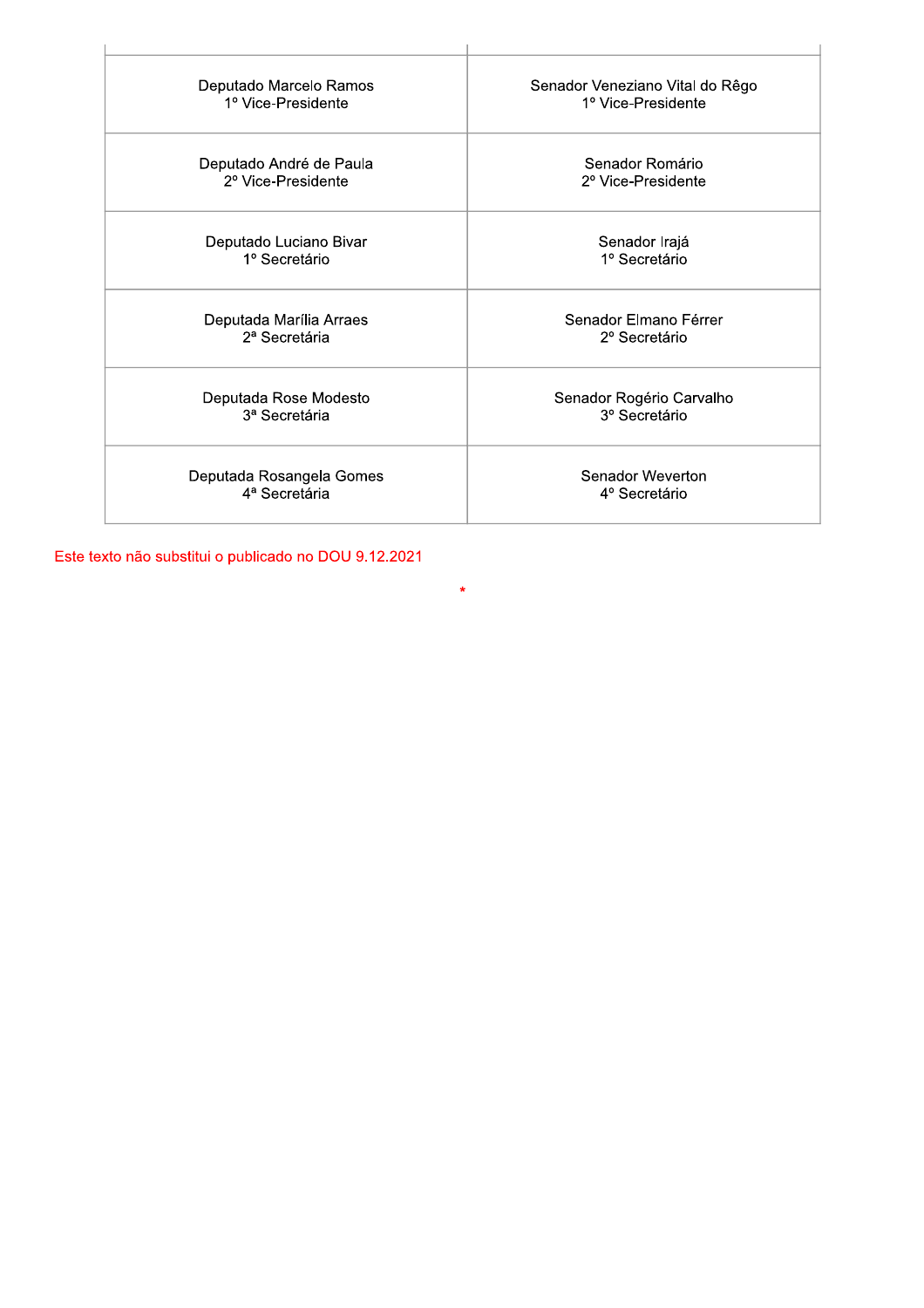| | |
|---|---|
| Deputado Marcelo Ramos<br>1º Vice-Presidente | Senador Veneziano Vital do Rêgo<br>1º Vice-Presidente |
| Deputado André de Paula<br>2º Vice-Presidente | Senador Romário<br>2º Vice-Presidente |
| Deputado Luciano Bivar<br>1º Secretário | Senador Irajá<br>1º Secretário |
| Deputada Marília Arraes<br>2ª Secretária | Senador Elmano Férrer<br>2º Secretário |
| Deputada Rose Modesto<br>3ª Secretária | Senador Rogério Carvalho<br>3º Secretário |
| Deputada Rosangela Gomes<br>4ª Secretária | Senador Weverton<br>4º Secretário |

Este texto não substitui o publicado no DOU 9.12.2021

*